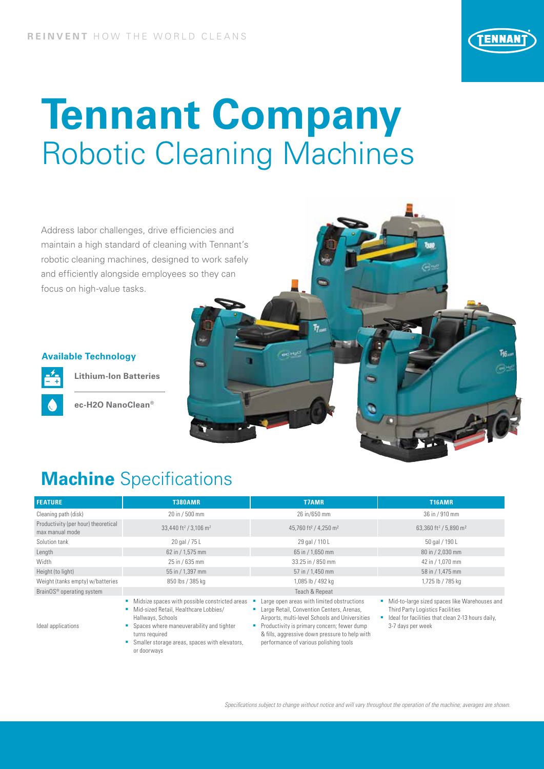**REINVENT** HOW THE WORLD CLEANS

# Tennant Company
## Robotic Cleaning Machines

Address labor challenges, drive efficiencies and maintain a high standard of cleaning with Tennant's robotic cleaning machines, designed to work safely and efficiently alongside employees so they can focus on high-value tasks.

### Available Technology

**Lithium-Ion Batteries**

**ec-H2O NanoClean®**

## **Machine** Specifications

| FEATURE | T380AMR | T7AMR | T16AMR |
|---|---|---|---|
| Cleaning path (disk) | 20 in / 500 mm | 26 in/650 mm | 36 in / 910 mm |
| Productivity (per hour) theoretical max manual mode | 33,440 ft² / 3,106 m² | 45,760 ft² / 4,250 m² | 63,360 ft² / 5,890 m² |
| Solution tank | 20 gal / 75 L | 29 gal / 110 L | 50 gal / 190 L |
| Length | 62 in / 1,575 mm | 65 in / 1,650 mm | 80 in / 2,030 mm |
| Width | 25 in / 635 mm | 33.25 in / 850 mm | 42 in / 1,070 mm |
| Height (to light) | 55 in / 1,397 mm | 57 in / 1,450 mm | 58 in / 1,475 mm |
| Weight (tanks empty) w/batteries | 850 lbs / 385 kg | 1,085 lb / 492 kg | 1,725 lb / 785 kg |
| BrainOS® operating system | Teach & Repeat | | |
| Ideal applications | • Midsize spaces with possible constricted areas<br>• Mid-sized Retail, Healthcare Lobbies/ Hallways, Schools<br>• Spaces where maneuverability and tighter turns required<br>• Smaller storage areas, spaces with elevators, or doorways | • Large open areas with limited obstructions<br>• Large Retail, Convention Centers, Arenas, Airports, multi-level Schools and Universities<br>• Productivity is primary concern; fewer dump & fills, aggressive down pressure to help with performance of various polishing tools | • Mid-to-large sized spaces like Warehouses and Third Party Logistics Facilities<br>• Ideal for facilities that clean 2-13 hours daily, 3-7 days per week |

*Specifications subject to change without notice and will vary throughout the operation of the machine; averages are shown.*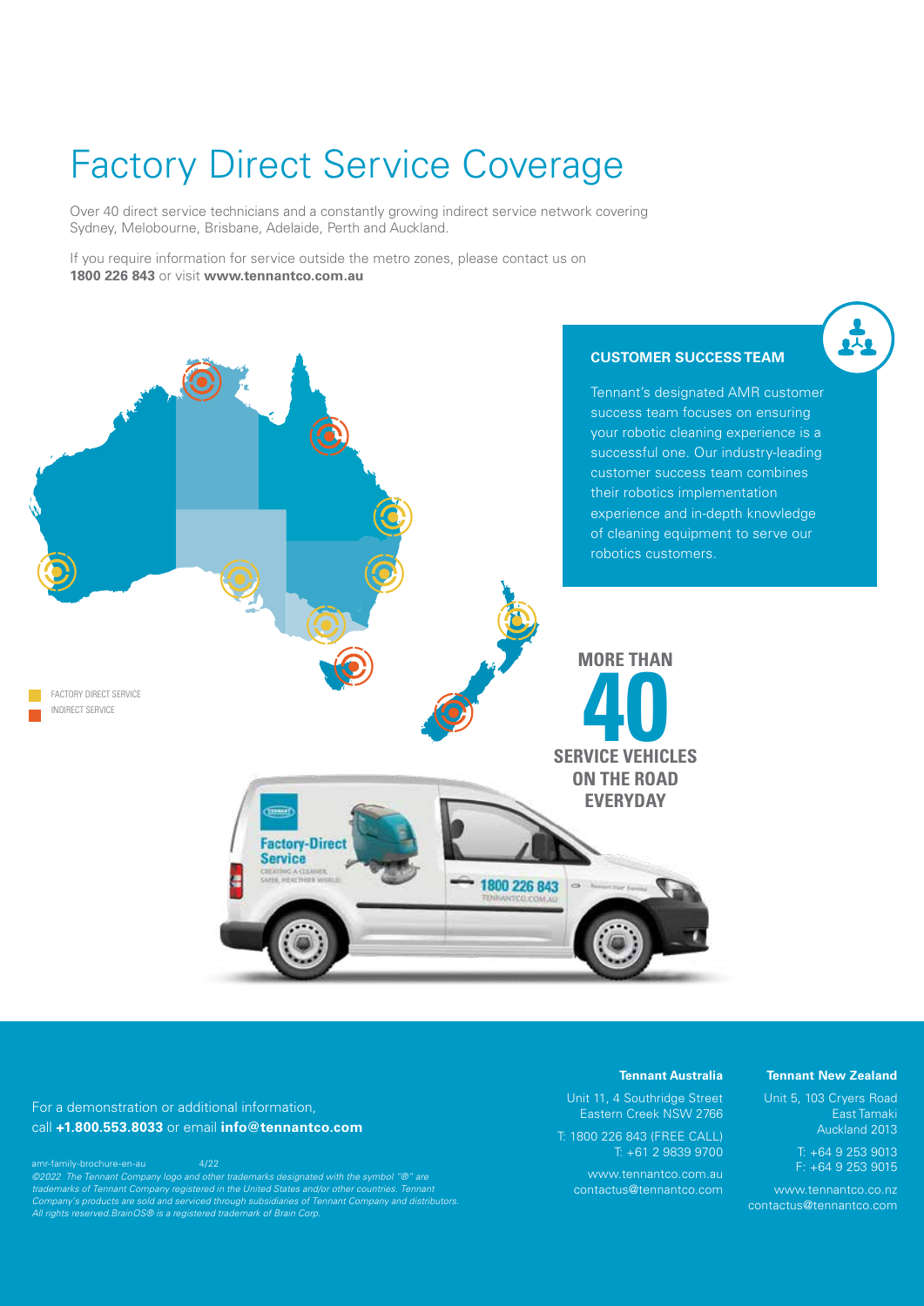# Factory Direct Service Coverage

Over 40 direct service technicians and a constantly growing indirect service network covering Sydney, Melobourne, Brisbane, Adelaide, Perth and Auckland.

If you require information for service outside the metro zones, please contact us on **1800 226 843** or visit **www.tennantco.com.au**

FACTORY DIRECT SERVICE

INDIRECT SERVICE

### CUSTOMER SUCCESS TEAM

Tennant's designated AMR customer success team focuses on ensuring your robotic cleaning experience is a successful one. Our industry-leading customer success team combines their robotics implementation experience and in-depth knowledge of cleaning equipment to serve our robotics customers.

**MORE THAN**
**40**
**SERVICE VEHICLES ON THE ROAD EVERYDAY**

For a demonstration or additional information, call **+1.800.553.8033** or email **info@tennantco.com**

amr-family-brochure-en-au 4/22

*©2022 The Tennant Company logo and other trademarks designated with the symbol "®" are trademarks of Tennant Company registered in the United States and/or other countries. Tennant Company's products are sold and serviced through subsidiaries of Tennant Company and distributors. All rights reserved.BrainOS® is a registered trademark of Brain Corp.*

**Tennant Australia**

Unit 11, 4 Southridge Street
Eastern Creek NSW 2766

T: 1800 226 843 (FREE CALL)
T: +61 2 9839 9700

www.tennantco.com.au
contactus@tennantco.com

**Tennant New Zealand**

Unit 5, 103 Cryers Road
East Tamaki
Auckland 2013

T: +64 9 253 9013
F: +64 9 253 9015

www.tennantco.co.nz
contactus@tennantco.com